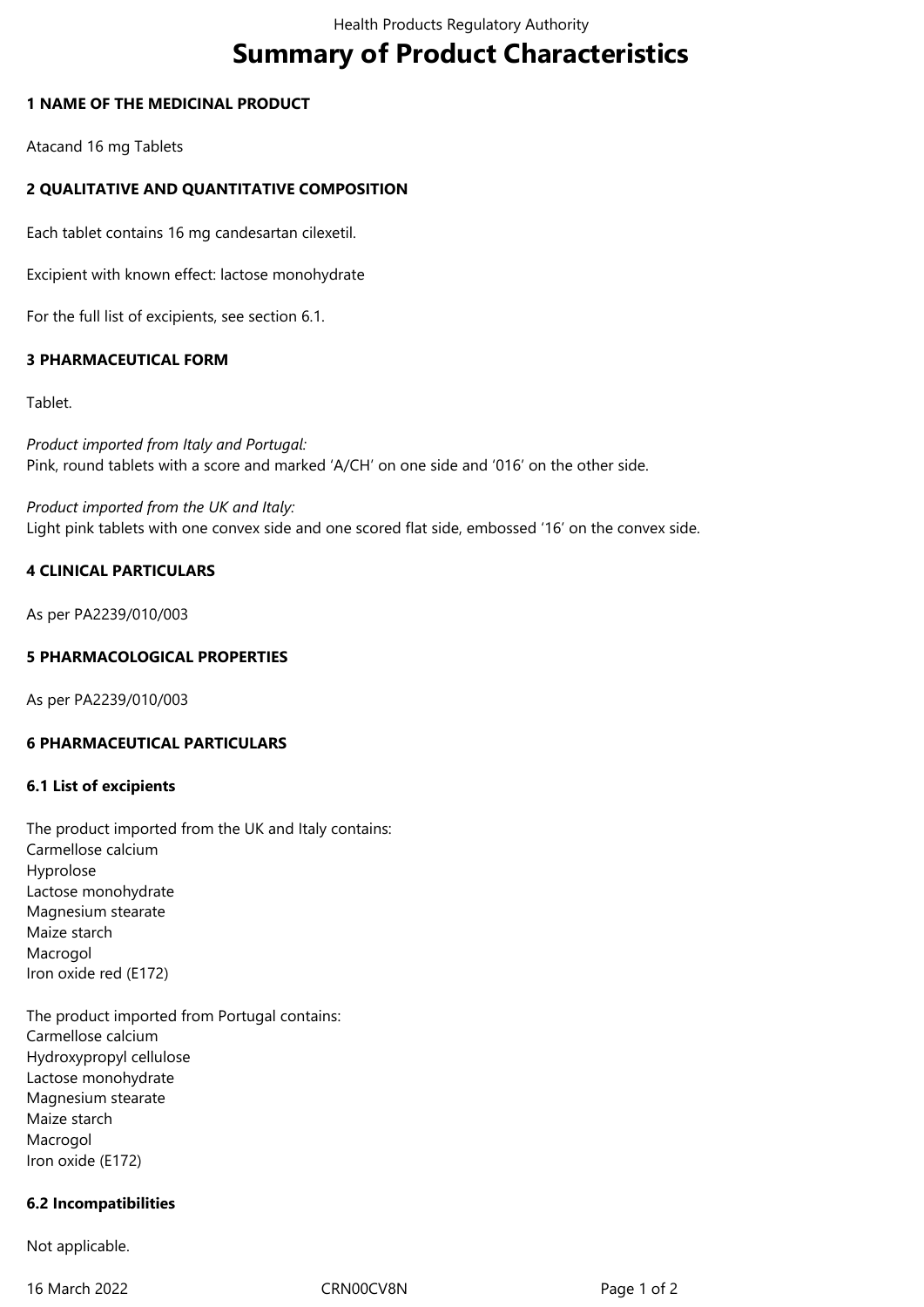# Summary of Product Characteristics

## 1 NAME OF THE MEDICINAL PRODUCT

Atacand 16 mg Tablets

## 2 QUALITATIVE AND QUANTITATIVE COMPOSITION

Each tablet contains 16 mg candesartan cilexetil.

Excipient with known effect: lactose monohydrate

For the full list of excipients, see section 6.1.

## 3 PHARMACEUTICAL FORM

Tablet.

*Product imported from Italy and Portugal:*
Pink, round tablets with a score and marked 'A/CH' on one side and '016' on the other side.

*Product imported from the UK and Italy:*
Light pink tablets with one convex side and one scored flat side, embossed '16' on the convex side.

## 4 CLINICAL PARTICULARS

As per PA2239/010/003

## 5 PHARMACOLOGICAL PROPERTIES

As per PA2239/010/003

## 6 PHARMACEUTICAL PARTICULARS

### 6.1 List of excipients

The product imported from the UK and Italy contains:
Carmellose calcium
Hyprolose
Lactose monohydrate
Magnesium stearate
Maize starch
Macrogol
Iron oxide red (E172)

The product imported from Portugal contains:
Carmellose calcium
Hydroxypropyl cellulose
Lactose monohydrate
Magnesium stearate
Maize starch
Macrogol
Iron oxide (E172)

### 6.2 Incompatibilities

Not applicable.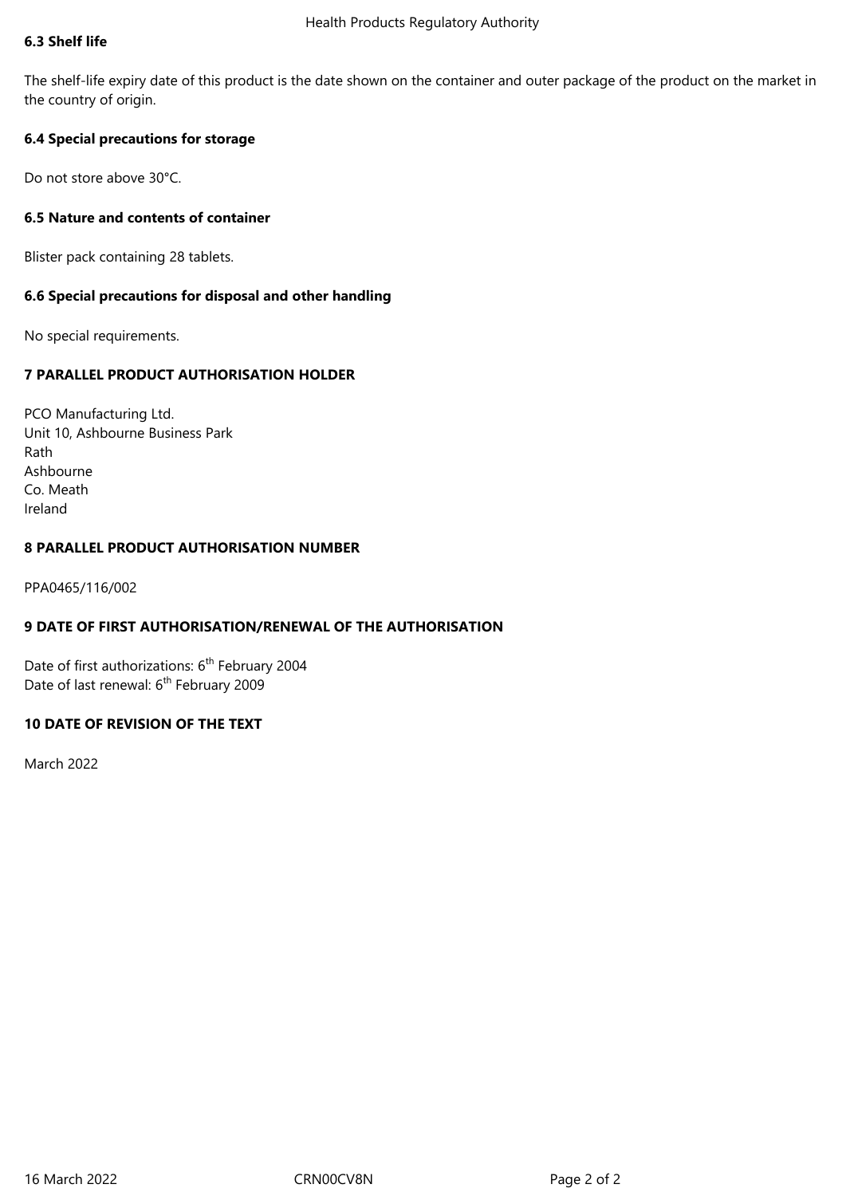### 6.3 Shelf life

The shelf-life expiry date of this product is the date shown on the container and outer package of the product on the market in the country of origin.

### 6.4 Special precautions for storage

Do not store above 30°C.

### 6.5 Nature and contents of container

Blister pack containing 28 tablets.

### 6.6 Special precautions for disposal and other handling

No special requirements.

## 7 PARALLEL PRODUCT AUTHORISATION HOLDER

PCO Manufacturing Ltd.
Unit 10, Ashbourne Business Park
Rath
Ashbourne
Co. Meath
Ireland

## 8 PARALLEL PRODUCT AUTHORISATION NUMBER

PPA0465/116/002

## 9 DATE OF FIRST AUTHORISATION/RENEWAL OF THE AUTHORISATION

Date of first authorizations: 6th February 2004
Date of last renewal: 6th February 2009

## 10 DATE OF REVISION OF THE TEXT

March 2022